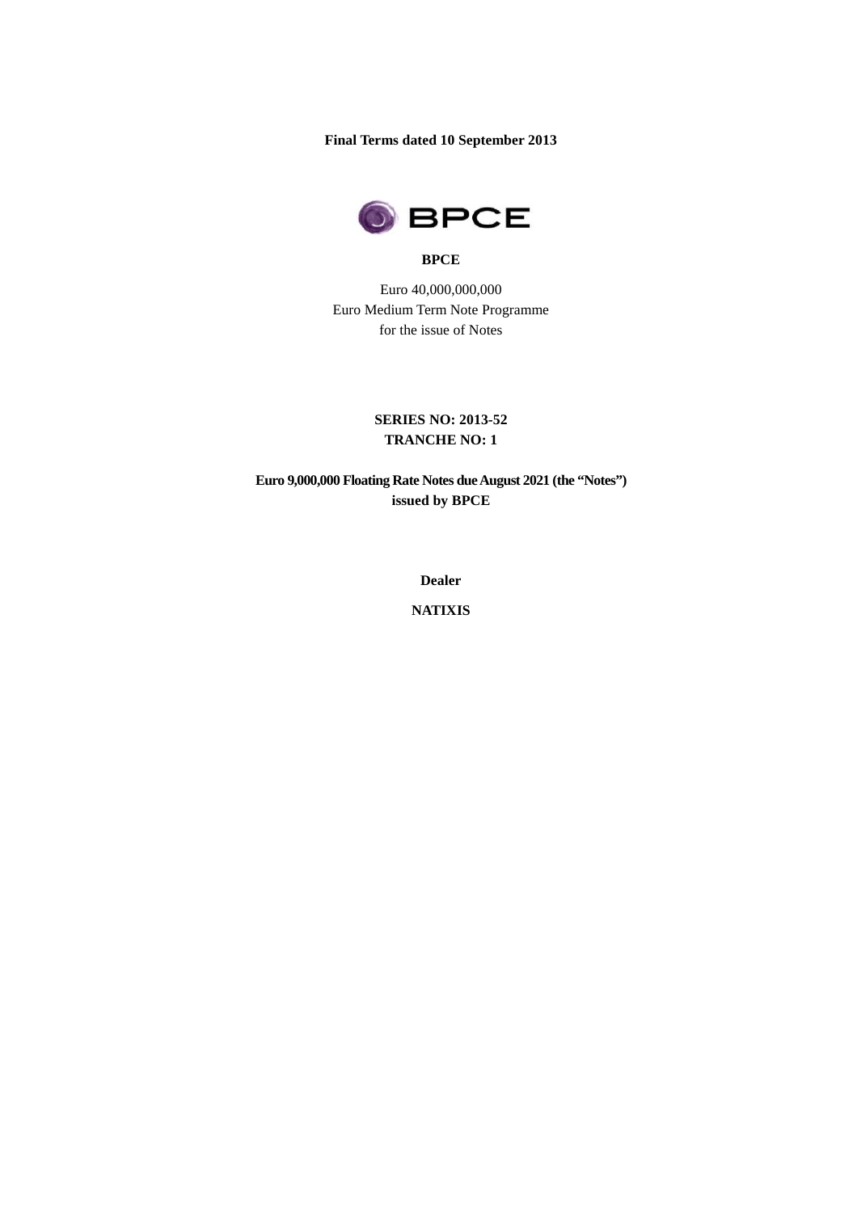**Final Terms dated 10 September 2013**

**BPCE**

Euro 40,000,000,000
Euro Medium Term Note Programme
for the issue of Notes

**SERIES NO: 2013-52**
**TRANCHE NO: 1**

**Euro 9,000,000 Floating Rate Notes due August 2021 (the "Notes")**
**issued by BPCE**

**Dealer**

**NATIXIS**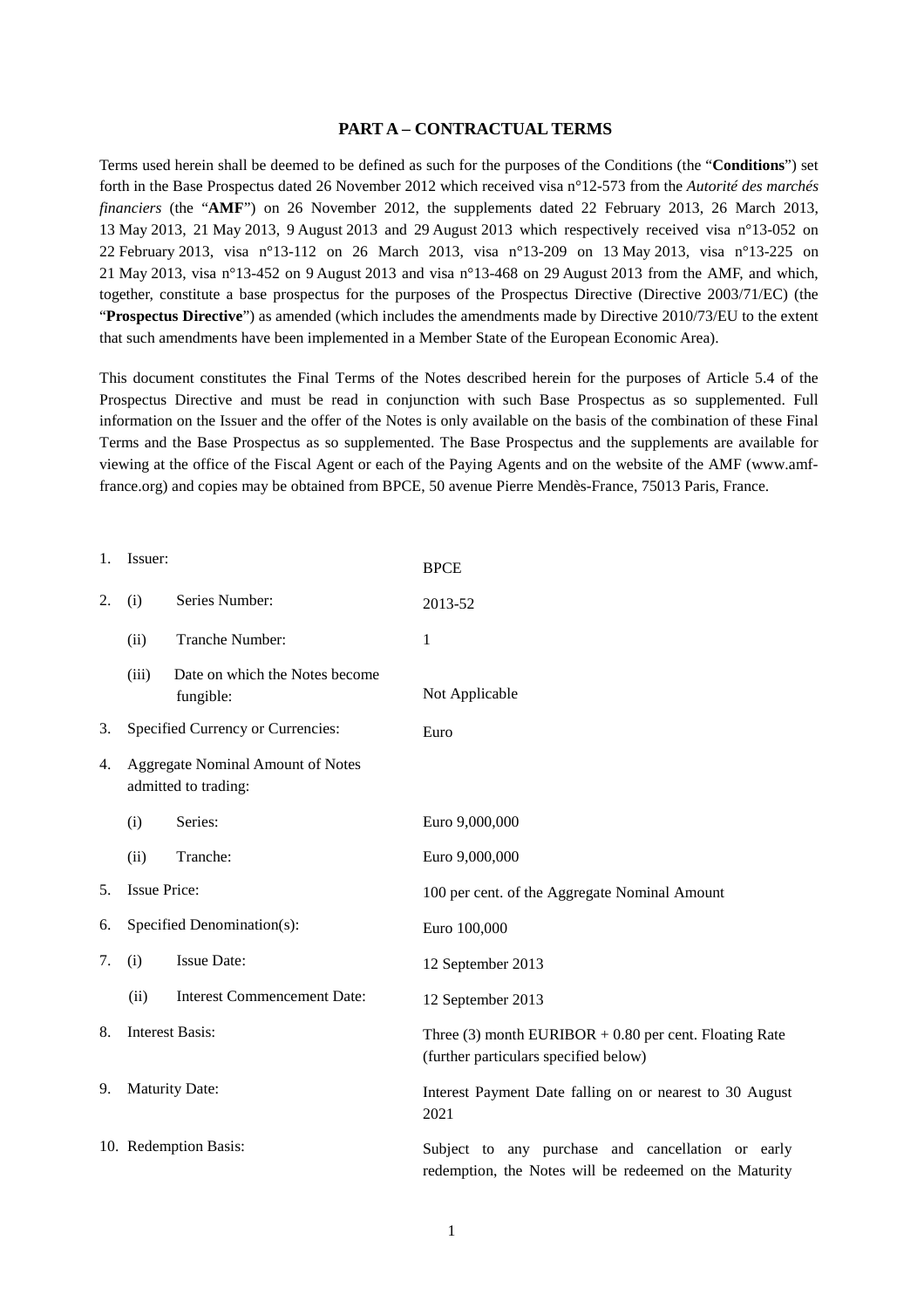## PART A – CONTRACTUAL TERMS

Terms used herein shall be deemed to be defined as such for the purposes of the Conditions (the "**Conditions**") set forth in the Base Prospectus dated 26 November 2012 which received visa n°12-573 from the *Autorité des marchés financiers* (the "**AMF**") on 26 November 2012, the supplements dated 22 February 2013, 26 March 2013, 13 May 2013, 21 May 2013, 9 August 2013 and 29 August 2013 which respectively received visa n°13-052 on 22 February 2013, visa n°13-112 on 26 March 2013, visa n°13-209 on 13 May 2013, visa n°13-225 on 21 May 2013, visa n°13-452 on 9 August 2013 and visa n°13-468 on 29 August 2013 from the AMF, and which, together, constitute a base prospectus for the purposes of the Prospectus Directive (Directive 2003/71/EC) (the "**Prospectus Directive**") as amended (which includes the amendments made by Directive 2010/73/EU to the extent that such amendments have been implemented in a Member State of the European Economic Area).

This document constitutes the Final Terms of the Notes described herein for the purposes of Article 5.4 of the Prospectus Directive and must be read in conjunction with such Base Prospectus as so supplemented. Full information on the Issuer and the offer of the Notes is only available on the basis of the combination of these Final Terms and the Base Prospectus as so supplemented. The Base Prospectus and the supplements are available for viewing at the office of the Fiscal Agent or each of the Paying Agents and on the website of the AMF (www.amf-france.org) and copies may be obtained from BPCE, 50 avenue Pierre Mendès-France, 75013 Paris, France.

| | | | |
|---|---|---|---|
| 1. | Issuer: | | BPCE |
| 2. | (i) | Series Number: | 2013-52 |
| | (ii) | Tranche Number: | 1 |
| | (iii) | Date on which the Notes become fungible: | Not Applicable |
| 3. | Specified Currency or Currencies: | | Euro |
| 4. | Aggregate Nominal Amount of Notes admitted to trading: | | |
| | (i) | Series: | Euro 9,000,000 |
| | (ii) | Tranche: | Euro 9,000,000 |
| 5. | Issue Price: | | 100 per cent. of the Aggregate Nominal Amount |
| 6. | Specified Denomination(s): | | Euro 100,000 |
| 7. | (i) | Issue Date: | 12 September 2013 |
| | (ii) | Interest Commencement Date: | 12 September 2013 |
| 8. | Interest Basis: | | Three (3) month EURIBOR + 0.80 per cent. Floating Rate (further particulars specified below) |
| 9. | Maturity Date: | | Interest Payment Date falling on or nearest to 30 August 2021 |
| 10. | Redemption Basis: | | Subject to any purchase and cancellation or early redemption, the Notes will be redeemed on the Maturity |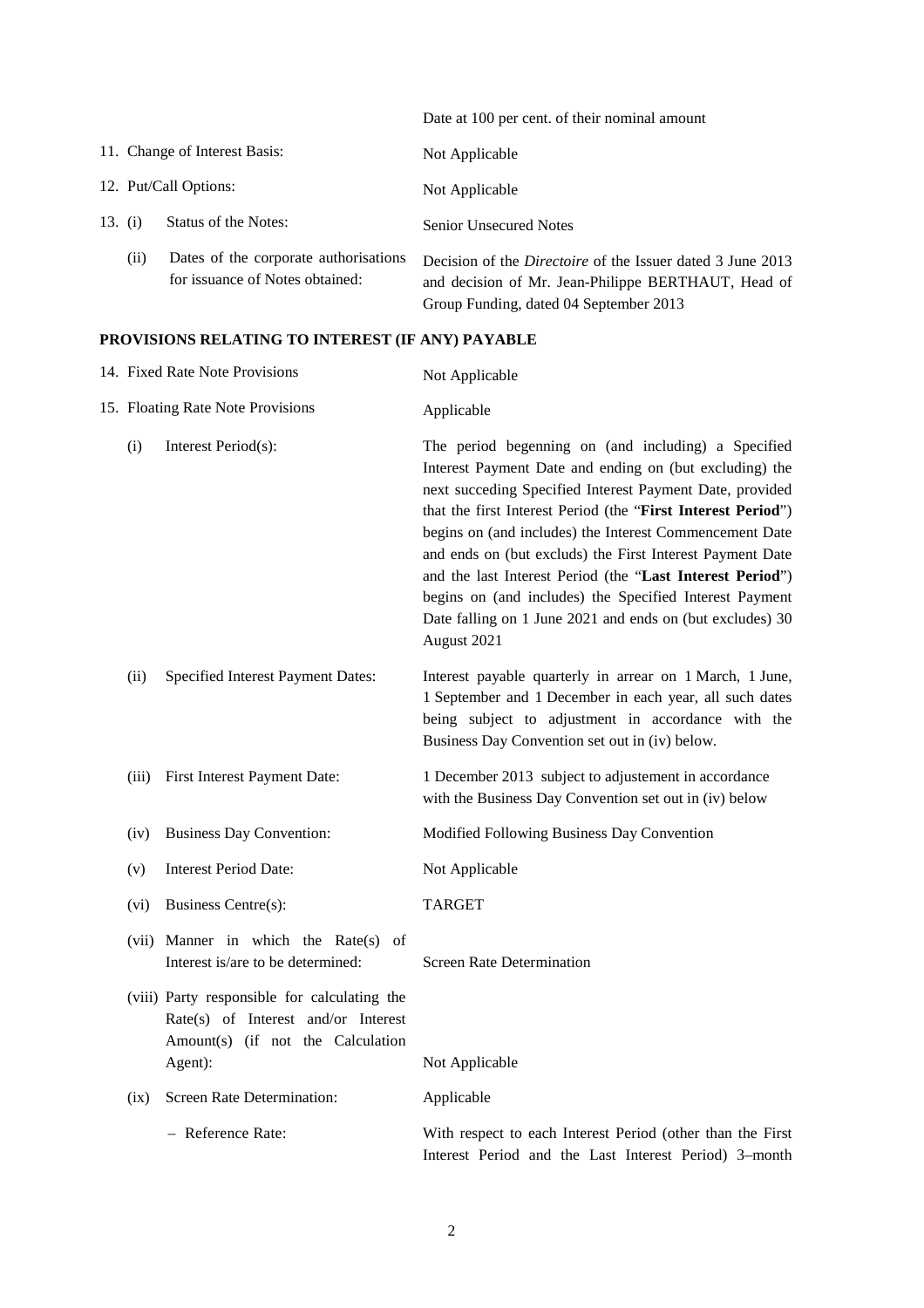| | |
|---|---|
| | Date at 100 per cent. of their nominal amount |
| 11. Change of Interest Basis: | Not Applicable |
| 12. Put/Call Options: | Not Applicable |
| 13. (i) Status of the Notes: | Senior Unsecured Notes |
| (ii) Dates of the corporate authorisations for issuance of Notes obtained: | Decision of the *Directoire* of the Issuer dated 3 June 2013 and decision of Mr. Jean-Philippe BERTHAUT, Head of Group Funding, dated 04 September 2013 |

**PROVISIONS RELATING TO INTEREST (IF ANY) PAYABLE**

| | |
|---|---|
| 14. Fixed Rate Note Provisions | Not Applicable |
| 15. Floating Rate Note Provisions | Applicable |
| (i) Interest Period(s): | The period beginning on (and including) a Specified Interest Payment Date and ending on (but excluding) the next succeding Specified Interest Payment Date, provided that the first Interest Period (the "**First Interest Period**") begins on (and includes) the Interest Commencement Date and ends on (but excluds) the First Interest Payment Date and the last Interest Period (the "**Last Interest Period**") begins on (and includes) the Specified Interest Payment Date falling on 1 June 2021 and ends on (but excludes) 30 August 2021 |
| (ii) Specified Interest Payment Dates: | Interest payable quarterly in arrear on 1 March, 1 June, 1 September and 1 December in each year, all such dates being subject to adjustment in accordance with the Business Day Convention set out in (iv) below. |
| (iii) First Interest Payment Date: | 1 December 2013 subject to adjustement in accordance with the Business Day Convention set out in (iv) below |
| (iv) Business Day Convention: | Modified Following Business Day Convention |
| (v) Interest Period Date: | Not Applicable |
| (vi) Business Centre(s): | TARGET |
| (vii) Manner in which the Rate(s) of Interest is/are to be determined: | Screen Rate Determination |
| (viii) Party responsible for calculating the Rate(s) of Interest and/or Interest Amount(s) (if not the Calculation Agent): | Not Applicable |
| (ix) Screen Rate Determination: | Applicable |
| – Reference Rate: | With respect to each Interest Period (other than the First Interest Period and the Last Interest Period) 3–month |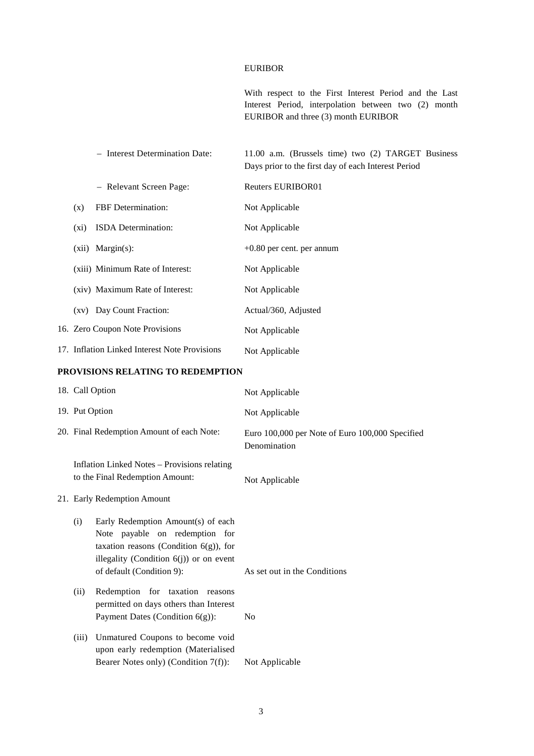| | |
|---|---|
| | EURIBOR |
| | With respect to the First Interest Period and the Last Interest Period, interpolation between two (2) month EURIBOR and three (3) month EURIBOR |
| – Interest Determination Date: | 11.00 a.m. (Brussels time) two (2) TARGET Business Days prior to the first day of each Interest Period |
| – Relevant Screen Page: | Reuters EURIBOR01 |
| (x) FBF Determination: | Not Applicable |
| (xi) ISDA Determination: | Not Applicable |
| (xii) Margin(s): | +0.80 per cent. per annum |
| (xiii) Minimum Rate of Interest: | Not Applicable |
| (xiv) Maximum Rate of Interest: | Not Applicable |
| (xv) Day Count Fraction: | Actual/360, Adjusted |
| 16. Zero Coupon Note Provisions | Not Applicable |
| 17. Inflation Linked Interest Note Provisions | Not Applicable |

**PROVISIONS RELATING TO REDEMPTION**

| | |
|---|---|
| 18. Call Option | Not Applicable |
| 19. Put Option | Not Applicable |
| 20. Final Redemption Amount of each Note: | Euro 100,000 per Note of Euro 100,000 Specified Denomination |
| Inflation Linked Notes – Provisions relating to the Final Redemption Amount: | Not Applicable |
| 21. Early Redemption Amount | |
| (i) Early Redemption Amount(s) of each Note payable on redemption for taxation reasons (Condition 6(g)), for illegality (Condition 6(j)) or on event of default (Condition 9): | As set out in the Conditions |
| (ii) Redemption for taxation reasons permitted on days others than Interest Payment Dates (Condition 6(g)): | No |
| (iii) Unmatured Coupons to become void upon early redemption (Materialised Bearer Notes only) (Condition 7(f)): | Not Applicable |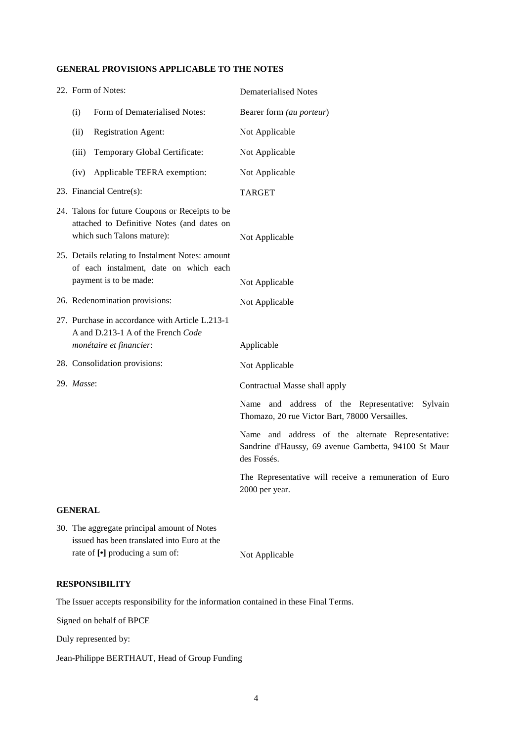## GENERAL PROVISIONS APPLICABLE TO THE NOTES

| | |
|---|---|
| 22. Form of Notes: | Dematerialised Notes |
| (i) Form of Dematerialised Notes: | Bearer form *(au porteur*) |
| (ii) Registration Agent: | Not Applicable |
| (iii) Temporary Global Certificate: | Not Applicable |
| (iv) Applicable TEFRA exemption: | Not Applicable |
| 23. Financial Centre(s): | TARGET |
| 24. Talons for future Coupons or Receipts to be attached to Definitive Notes (and dates on which such Talons mature): | Not Applicable |
| 25. Details relating to Instalment Notes: amount of each instalment, date on which each payment is to be made: | Not Applicable |
| 26. Redenomination provisions: | Not Applicable |
| 27. Purchase in accordance with Article L.213-1 A and D.213-1 A of the French *Code monétaire et financier*: | Applicable |
| 28. Consolidation provisions: | Not Applicable |
| 29. *Masse*: | Contractual Masse shall apply<br><br>Name and address of the Representative: Sylvain Thomazo, 20 rue Victor Bart, 78000 Versailles.<br><br>Name and address of the alternate Representative: Sandrine d'Haussy, 69 avenue Gambetta, 94100 St Maur des Fossés.<br><br>The Representative will receive a remuneration of Euro 2000 per year. |

## GENERAL

| | |
|---|---|
| 30. The aggregate principal amount of Notes issued has been translated into Euro at the rate of **[•]** producing a sum of: | Not Applicable |

## RESPONSIBILITY

The Issuer accepts responsibility for the information contained in these Final Terms.

Signed on behalf of BPCE

Duly represented by:

Jean-Philippe BERTHAUT, Head of Group Funding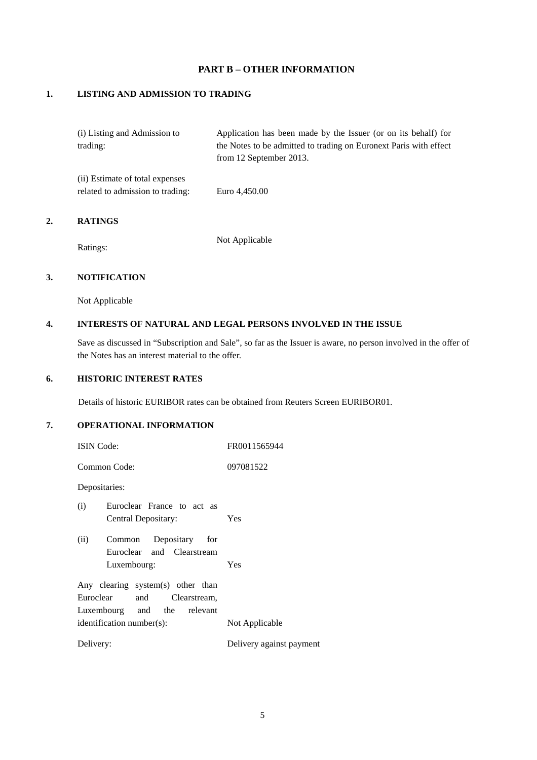## PART B – OTHER INFORMATION

### 1. LISTING AND ADMISSION TO TRADING

| | |
|---|---|
| (i) Listing and Admission to trading: | Application has been made by the Issuer (or on its behalf) for the Notes to be admitted to trading on Euronext Paris with effect from 12 September 2013. |
| (ii) Estimate of total expenses related to admission to trading: | Euro 4,450.00 |

### 2. RATINGS

| | |
|---|---|
| Ratings: | Not Applicable |

### 3. NOTIFICATION

Not Applicable

### 4. INTERESTS OF NATURAL AND LEGAL PERSONS INVOLVED IN THE ISSUE

Save as discussed in "Subscription and Sale", so far as the Issuer is aware, no person involved in the offer of the Notes has an interest material to the offer.

### 6. HISTORIC INTEREST RATES

Details of historic EURIBOR rates can be obtained from Reuters Screen EURIBOR01.

### 7. OPERATIONAL INFORMATION

| | |
|---|---|
| ISIN Code: | FR0011565944 |
| Common Code: | 097081522 |
| Depositaries: | |
| (i) Euroclear France to act as Central Depositary: | Yes |
| (ii) Common Depositary for Euroclear and Clearstream Luxembourg: | Yes |
| Any clearing system(s) other than Euroclear and Clearstream, Luxembourg and the relevant identification number(s): | Not Applicable |
| Delivery: | Delivery against payment |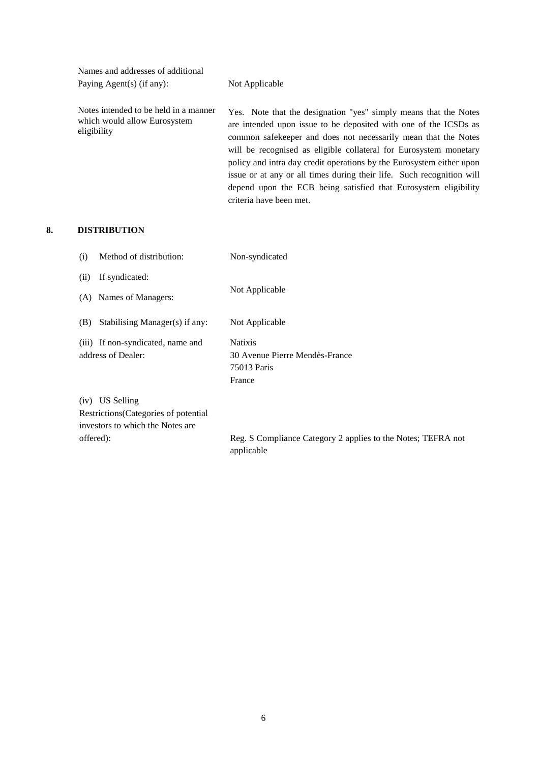| | |
|---|---|
| Names and addresses of additional Paying Agent(s) (if any): | Not Applicable |
| Notes intended to be held in a manner which would allow Eurosystem eligibility | Yes. Note that the designation "yes" simply means that the Notes are intended upon issue to be deposited with one of the ICSDs as common safekeeper and does not necessarily mean that the Notes will be recognised as eligible collateral for Eurosystem monetary policy and intra day credit operations by the Eurosystem either upon issue or at any or all times during their life. Such recognition will depend upon the ECB being satisfied that Eurosystem eligibility criteria have been met. |

## 8. DISTRIBUTION

| | |
|---|---|
| (i) Method of distribution: | Non-syndicated |
| (ii) If syndicated: | |
| (A) Names of Managers: | Not Applicable |
| (B) Stabilising Manager(s) if any: | Not Applicable |
| (iii) If non-syndicated, name and address of Dealer: | Natixis<br>30 Avenue Pierre Mendès-France<br>75013 Paris<br>France |
| (iv) US Selling Restrictions(Categories of potential investors to which the Notes are offered): | Reg. S Compliance Category 2 applies to the Notes; TEFRA not applicable |